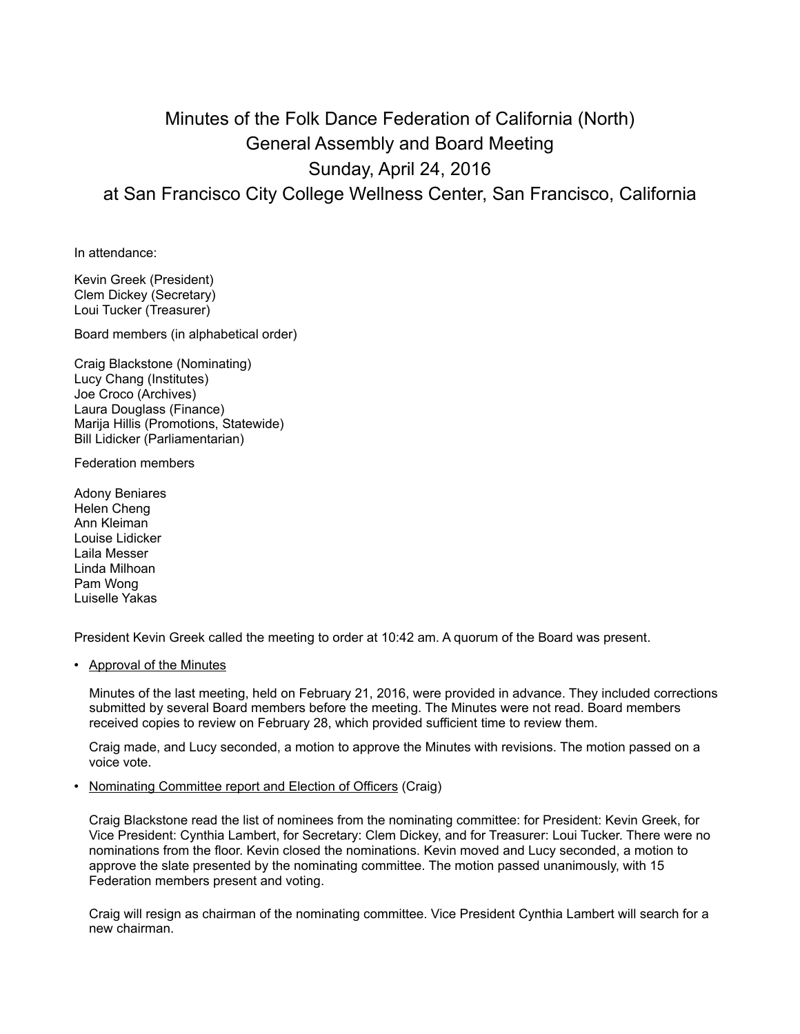# Minutes of the Folk Dance Federation of California (North) General Assembly and Board Meeting Sunday, April 24, 2016 at San Francisco City College Wellness Center, San Francisco, California

In attendance:

Kevin Greek (President)
Clem Dickey (Secretary)
Loui Tucker (Treasurer)

Board members (in alphabetical order)

Craig Blackstone (Nominating)
Lucy Chang (Institutes)
Joe Croco (Archives)
Laura Douglass (Finance)
Marija Hillis (Promotions, Statewide)
Bill Lidicker (Parliamentarian)

Federation members

Adony Beniares
Helen Cheng
Ann Kleiman
Louise Lidicker
Laila Messer
Linda Milhoan
Pam Wong
Luiselle Yakas

President Kevin Greek called the meeting to order at 10:42 am. A quorum of the Board was present.

- <u>Approval of the Minutes</u>

  Minutes of the last meeting, held on February 21, 2016, were provided in advance. They included corrections submitted by several Board members before the meeting. The Minutes were not read. Board members received copies to review on February 28, which provided sufficient time to review them.

  Craig made, and Lucy seconded, a motion to approve the Minutes with revisions. The motion passed on a voice vote.

- <u>Nominating Committee report and Election of Officers</u> (Craig)

  Craig Blackstone read the list of nominees from the nominating committee: for President: Kevin Greek, for Vice President: Cynthia Lambert, for Secretary: Clem Dickey, and for Treasurer: Loui Tucker. There were no nominations from the floor. Kevin closed the nominations. Kevin moved and Lucy seconded, a motion to approve the slate presented by the nominating committee. The motion passed unanimously, with 15 Federation members present and voting.

  Craig will resign as chairman of the nominating committee. Vice President Cynthia Lambert will search for a new chairman.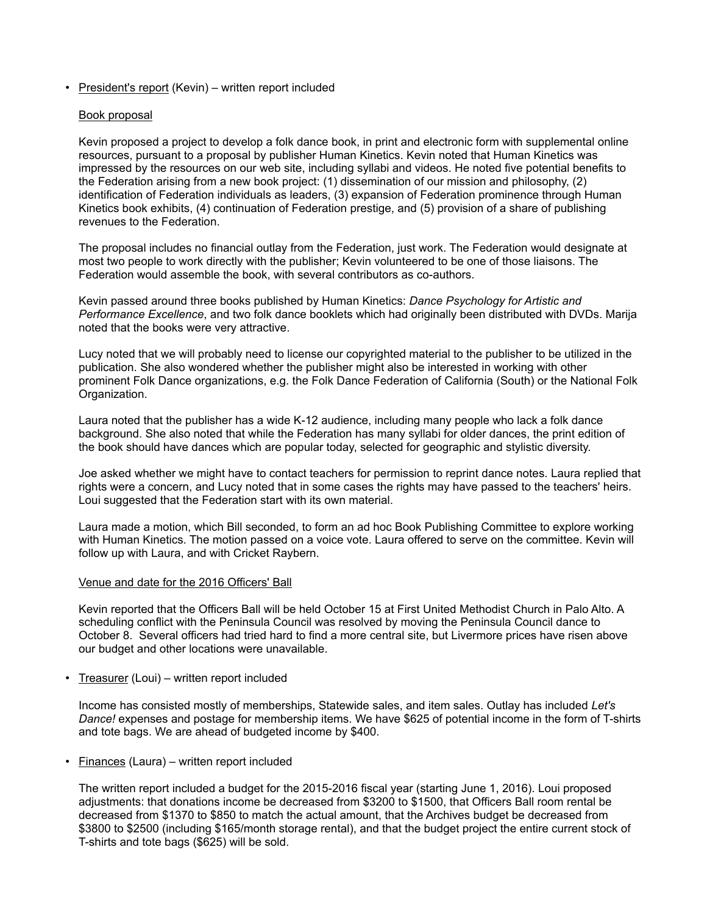- President's report (Kevin) – written report included

  Book proposal

  Kevin proposed a project to develop a folk dance book, in print and electronic form with supplemental online resources, pursuant to a proposal by publisher Human Kinetics. Kevin noted that Human Kinetics was impressed by the resources on our web site, including syllabi and videos. He noted five potential benefits to the Federation arising from a new book project: (1) dissemination of our mission and philosophy, (2) identification of Federation individuals as leaders, (3) expansion of Federation prominence through Human Kinetics book exhibits, (4) continuation of Federation prestige, and (5) provision of a share of publishing revenues to the Federation.

  The proposal includes no financial outlay from the Federation, just work. The Federation would designate at most two people to work directly with the publisher; Kevin volunteered to be one of those liaisons. The Federation would assemble the book, with several contributors as co-authors.

  Kevin passed around three books published by Human Kinetics: *Dance Psychology for Artistic and Performance Excellence*, and two folk dance booklets which had originally been distributed with DVDs. Marija noted that the books were very attractive.

  Lucy noted that we will probably need to license our copyrighted material to the publisher to be utilized in the publication. She also wondered whether the publisher might also be interested in working with other prominent Folk Dance organizations, e.g. the Folk Dance Federation of California (South) or the National Folk Organization.

  Laura noted that the publisher has a wide K-12 audience, including many people who lack a folk dance background. She also noted that while the Federation has many syllabi for older dances, the print edition of the book should have dances which are popular today, selected for geographic and stylistic diversity.

  Joe asked whether we might have to contact teachers for permission to reprint dance notes. Laura replied that rights were a concern, and Lucy noted that in some cases the rights may have passed to the teachers' heirs. Loui suggested that the Federation start with its own material.

  Laura made a motion, which Bill seconded, to form an ad hoc Book Publishing Committee to explore working with Human Kinetics. The motion passed on a voice vote. Laura offered to serve on the committee. Kevin will follow up with Laura, and with Cricket Raybern.

  Venue and date for the 2016 Officers' Ball

  Kevin reported that the Officers Ball will be held October 15 at First United Methodist Church in Palo Alto. A scheduling conflict with the Peninsula Council was resolved by moving the Peninsula Council dance to October 8. Several officers had tried hard to find a more central site, but Livermore prices have risen above our budget and other locations were unavailable.

- Treasurer (Loui) – written report included

  Income has consisted mostly of memberships, Statewide sales, and item sales. Outlay has included *Let's Dance!* expenses and postage for membership items. We have $625 of potential income in the form of T-shirts and tote bags. We are ahead of budgeted income by $400.

- Finances (Laura) – written report included

  The written report included a budget for the 2015-2016 fiscal year (starting June 1, 2016). Loui proposed adjustments: that donations income be decreased from $3200 to $1500, that Officers Ball room rental be decreased from $1370 to $850 to match the actual amount, that the Archives budget be decreased from $3800 to $2500 (including $165/month storage rental), and that the budget project the entire current stock of T-shirts and tote bags ($625) will be sold.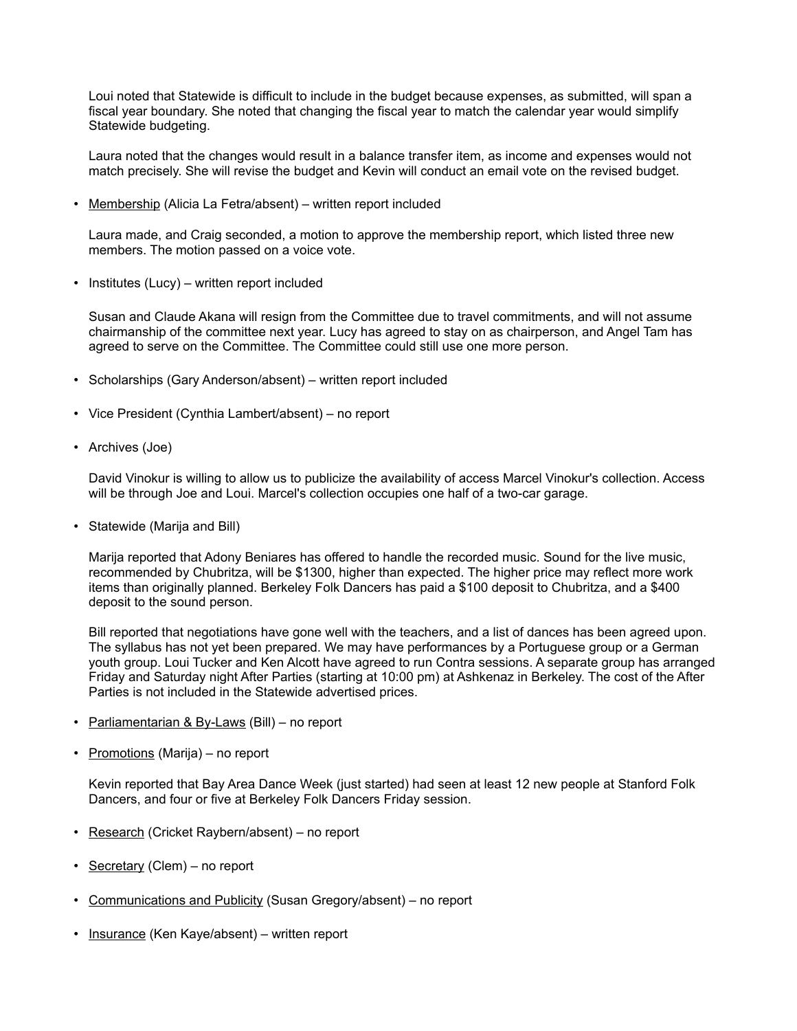Loui noted that Statewide is difficult to include in the budget because expenses, as submitted, will span a fiscal year boundary. She noted that changing the fiscal year to match the calendar year would simplify Statewide budgeting.

Laura noted that the changes would result in a balance transfer item, as income and expenses would not match precisely. She will revise the budget and Kevin will conduct an email vote on the revised budget.

- <u>Membership</u> (Alicia La Fetra/absent) – written report included

  Laura made, and Craig seconded, a motion to approve the membership report, which listed three new members. The motion passed on a voice vote.

- Institutes (Lucy) – written report included

  Susan and Claude Akana will resign from the Committee due to travel commitments, and will not assume chairmanship of the committee next year. Lucy has agreed to stay on as chairperson, and Angel Tam has agreed to serve on the Committee. The Committee could still use one more person.

- Scholarships (Gary Anderson/absent) – written report included

- Vice President (Cynthia Lambert/absent) – no report

- Archives (Joe)

  David Vinokur is willing to allow us to publicize the availability of access Marcel Vinokur's collection. Access will be through Joe and Loui. Marcel's collection occupies one half of a two-car garage.

- Statewide (Marija and Bill)

  Marija reported that Adony Beniares has offered to handle the recorded music. Sound for the live music, recommended by Chubritza, will be $1300, higher than expected. The higher price may reflect more work items than originally planned. Berkeley Folk Dancers has paid a $100 deposit to Chubritza, and a $400 deposit to the sound person.

  Bill reported that negotiations have gone well with the teachers, and a list of dances has been agreed upon. The syllabus has not yet been prepared. We may have performances by a Portuguese group or a German youth group. Loui Tucker and Ken Alcott have agreed to run Contra sessions. A separate group has arranged Friday and Saturday night After Parties (starting at 10:00 pm) at Ashkenaz in Berkeley. The cost of the After Parties is not included in the Statewide advertised prices.

- <u>Parliamentarian & By-Laws</u> (Bill) – no report

- <u>Promotions</u> (Marija) – no report

  Kevin reported that Bay Area Dance Week (just started) had seen at least 12 new people at Stanford Folk Dancers, and four or five at Berkeley Folk Dancers Friday session.

- <u>Research</u> (Cricket Raybern/absent) – no report

- <u>Secretary</u> (Clem) – no report

- <u>Communications and Publicity</u> (Susan Gregory/absent) – no report

- <u>Insurance</u> (Ken Kaye/absent) – written report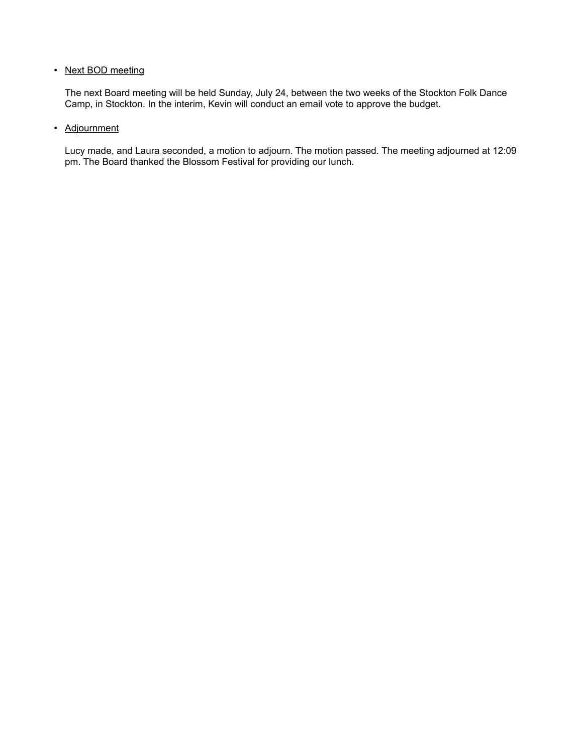- <u>Next BOD meeting</u>

  The next Board meeting will be held Sunday, July 24, between the two weeks of the Stockton Folk Dance Camp, in Stockton. In the interim, Kevin will conduct an email vote to approve the budget.

- <u>Adjournment</u>

  Lucy made, and Laura seconded, a motion to adjourn. The motion passed. The meeting adjourned at 12:09 pm. The Board thanked the Blossom Festival for providing our lunch.